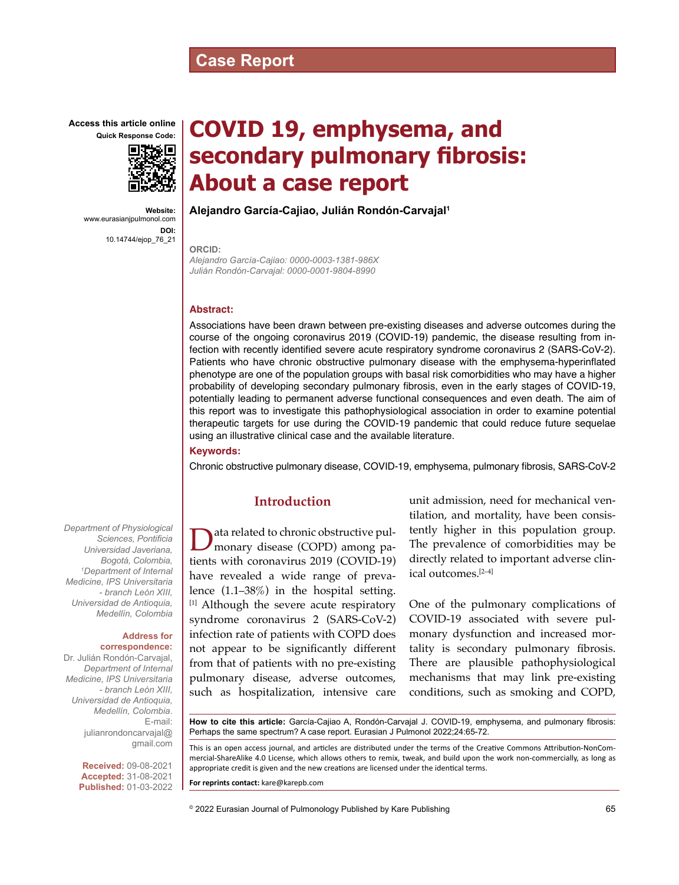Case Report

# COVID 19, emphysema, and secondary pulmonary fibrosis: About a case report

**Alejandro García-Cajiao, Julián Rondón-Carvajal[1]**

Access this article online

Website: www.eurasianjpulmonol.com

DOI: 10.14744/ejop_76_21

**ORCID:**

*Alejandro García-Cajiao: 0000-0003-1381-986X*
*Julián Rondón-Carvajal: 0000-0001-9804-8990*

*Department of Physiological Sciences, Pontificia Universidad Javeriana, Bogotá, Colombia, [1]Department of Internal Medicine, IPS Universitaria - branch León XIII, Universidad de Antioquia, Medellín, Colombia*

**Address for correspondence:** Dr. Julián Rondón-Carvajal, *Department of Internal Medicine, IPS Universitaria - branch León XIII, Universidad de Antioquia, Medellín, Colombia.* E-mail: julianrondoncarvajal@gmail.com

**Received:** 09-08-2021
**Accepted:** 31-08-2021
**Published:** 01-03-2022

## Abstract:

Associations have been drawn between pre-existing diseases and adverse outcomes during the course of the ongoing coronavirus 2019 (COVID-19) pandemic, the disease resulting from infection with recently identified severe acute respiratory syndrome coronavirus 2 (SARS-CoV-2). Patients who have chronic obstructive pulmonary disease with the emphysema-hyperinflated phenotype are one of the population groups with basal risk comorbidities who may have a higher probability of developing secondary pulmonary fibrosis, even in the early stages of COVID-19, potentially leading to permanent adverse functional consequences and even death. The aim of this report was to investigate this pathophysiological association in order to examine potential therapeutic targets for use during the COVID-19 pandemic that could reduce future sequelae using an illustrative clinical case and the available literature.

## Keywords:

Chronic obstructive pulmonary disease, COVID-19, emphysema, pulmonary fibrosis, SARS-CoV-2

## Introduction

Data related to chronic obstructive pulmonary disease (COPD) among patients with coronavirus 2019 (COVID-19) have revealed a wide range of prevalence (1.1–38%) in the hospital setting.[1] Although the severe acute respiratory syndrome coronavirus 2 (SARS-CoV-2) infection rate of patients with COPD does not appear to be significantly different from that of patients with no pre-existing pulmonary disease, adverse outcomes, such as hospitalization, intensive care unit admission, need for mechanical ventilation, and mortality, have been consistently higher in this population group. The prevalence of comorbidities may be directly related to important adverse clinical outcomes.[2–4]

One of the pulmonary complications of COVID-19 associated with severe pulmonary dysfunction and increased mortality is secondary pulmonary fibrosis. There are plausible pathophysiological mechanisms that may link pre-existing conditions, such as smoking and COPD,

**How to cite this article:** García-Cajiao A, Rondón-Carvajal J. COVID-19, emphysema, and pulmonary fibrosis: Perhaps the same spectrum? A case report. Eurasian J Pulmonol 2022;24:65-72.

This is an open access journal, and articles are distributed under the terms of the Creative Commons Attribution-NonCommercial-ShareAlike 4.0 License, which allows others to remix, tweak, and build upon the work non-commercially, as long as appropriate credit is given and the new creations are licensed under the identical terms.

**For reprints contact:** kare@karepb.com

© 2022 Eurasian Journal of Pulmonology Published by Kare Publishing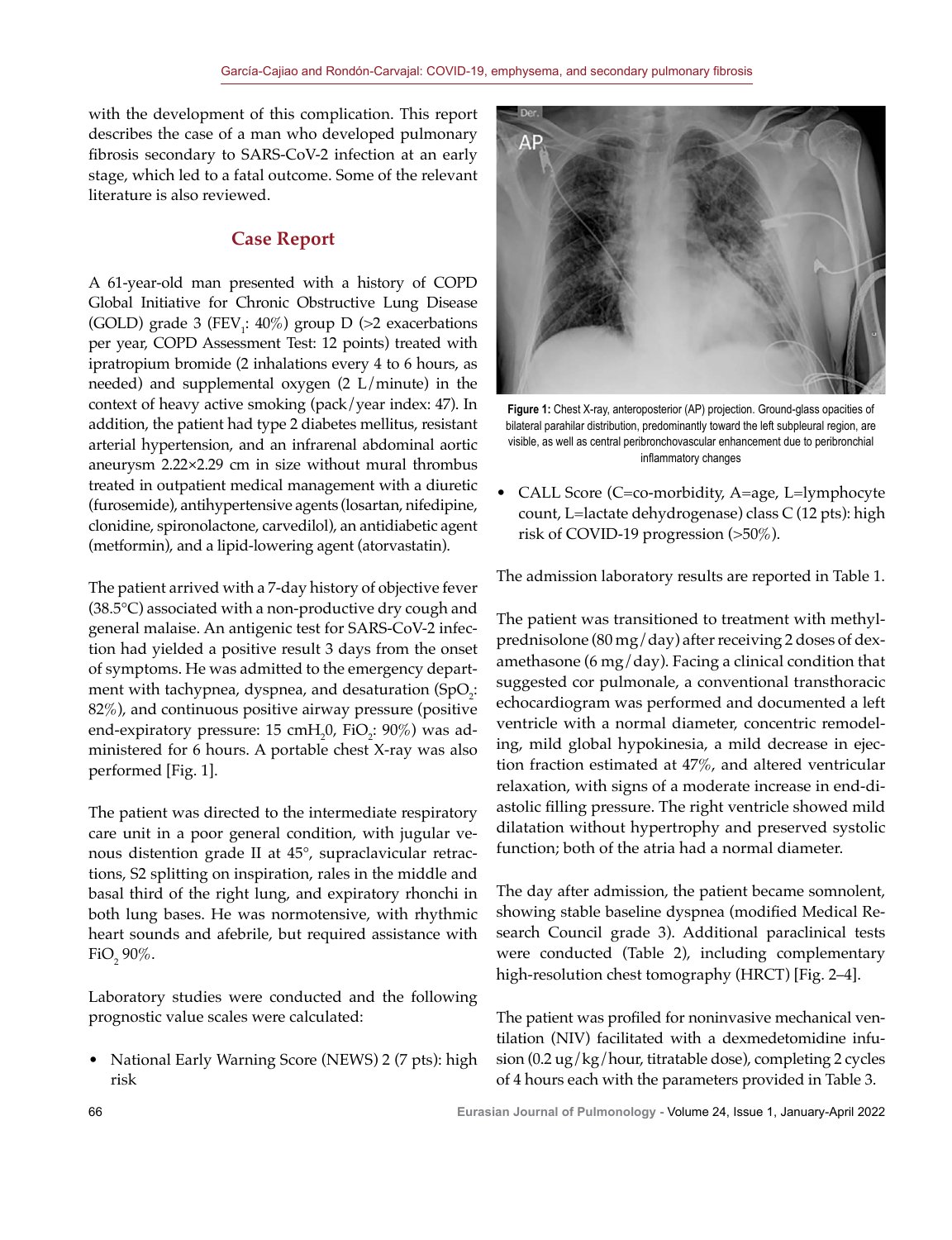with the development of this complication. This report describes the case of a man who developed pulmonary fibrosis secondary to SARS-CoV-2 infection at an early stage, which led to a fatal outcome. Some of the relevant literature is also reviewed.

## Case Report

A 61-year-old man presented with a history of COPD Global Initiative for Chronic Obstructive Lung Disease (GOLD) grade 3 ($FEV_1$: 40%) group D (>2 exacerbations per year, COPD Assessment Test: 12 points) treated with ipratropium bromide (2 inhalations every 4 to 6 hours, as needed) and supplemental oxygen (2 L/minute) in the context of heavy active smoking (pack/year index: 47). In addition, the patient had type 2 diabetes mellitus, resistant arterial hypertension, and an infrarenal abdominal aortic aneurysm 2.22×2.29 cm in size without mural thrombus treated in outpatient medical management with a diuretic (furosemide), antihypertensive agents (losartan, nifedipine, clonidine, spironolactone, carvedilol), an antidiabetic agent (metformin), and a lipid-lowering agent (atorvastatin).

The patient arrived with a 7-day history of objective fever (38.5°C) associated with a non-productive dry cough and general malaise. An antigenic test for SARS-CoV-2 infection had yielded a positive result 3 days from the onset of symptoms. He was admitted to the emergency department with tachypnea, dyspnea, and desaturation ($SpO_2$: 82%), and continuous positive airway pressure (positive end-expiratory pressure: 15 $cmH_20$, $FiO_2$: 90%) was administered for 6 hours. A portable chest X-ray was also performed [Fig. 1].

The patient was directed to the intermediate respiratory care unit in a poor general condition, with jugular venous distention grade II at 45°, supraclavicular retractions, S2 splitting on inspiration, rales in the middle and basal third of the right lung, and expiratory rhonchi in both lung bases. He was normotensive, with rhythmic heart sounds and afebrile, but required assistance with $FiO_2$ 90%.

Laboratory studies were conducted and the following prognostic value scales were calculated:

- National Early Warning Score (NEWS) 2 (7 pts): high risk

Figure 1: Chest X-ray, anteroposterior (AP) projection. Ground-glass opacities of bilateral parahilar distribution, predominantly toward the left subpleural region, are visible, as well as central peribronchovascular enhancement due to peribronchial inflammatory changes

- CALL Score (C=co-morbidity, A=age, L=lymphocyte count, L=lactate dehydrogenase) class C (12 pts): high risk of COVID-19 progression (>50%).

The admission laboratory results are reported in Table 1.

The patient was transitioned to treatment with methylprednisolone (80 mg/day) after receiving 2 doses of dexamethasone (6 mg/day). Facing a clinical condition that suggested cor pulmonale, a conventional transthoracic echocardiogram was performed and documented a left ventricle with a normal diameter, concentric remodeling, mild global hypokinesia, a mild decrease in ejection fraction estimated at 47%, and altered ventricular relaxation, with signs of a moderate increase in end-diastolic filling pressure. The right ventricle showed mild dilatation without hypertrophy and preserved systolic function; both of the atria had a normal diameter.

The day after admission, the patient became somnolent, showing stable baseline dyspnea (modified Medical Research Council grade 3). Additional paraclinical tests were conducted (Table 2), including complementary high-resolution chest tomography (HRCT) [Fig. 2–4].

The patient was profiled for noninvasive mechanical ventilation (NIV) facilitated with a dexmedetomidine infusion (0.2 ug/kg/hour, titratable dose), completing 2 cycles of 4 hours each with the parameters provided in Table 3.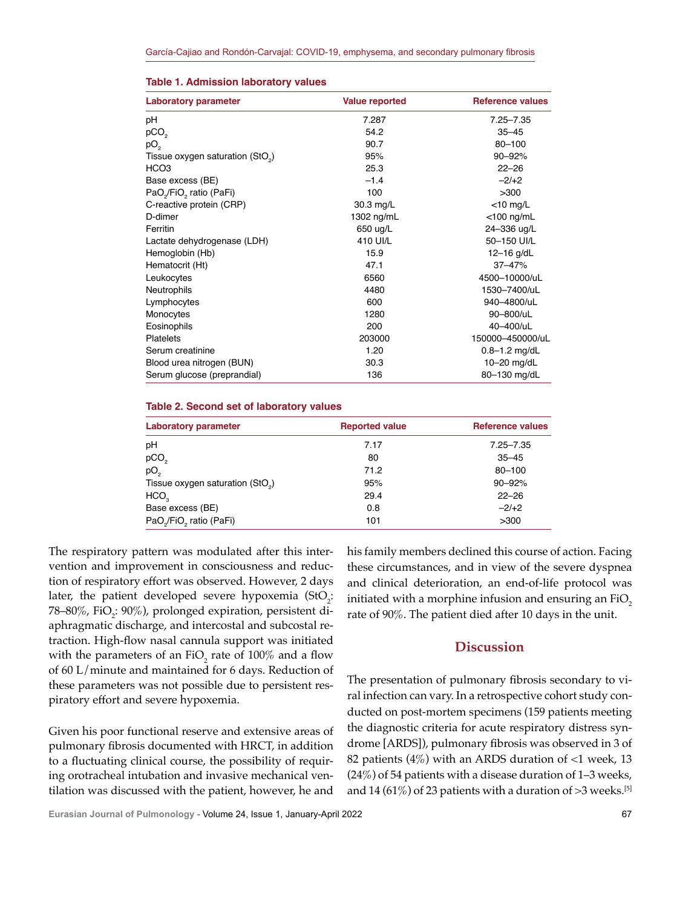**Table 1. Admission laboratory values**

| Laboratory parameter | Value reported | Reference values |
|---|---|---|
| pH | 7.287 | 7.25–7.35 |
| $pCO_2$ | 54.2 | 35–45 |
| $pO_2$ | 90.7 | 80–100 |
| Tissue oxygen saturation ($StO_2$) | 95% | 90–92% |
| HCO3 | 25.3 | 22–26 |
| Base excess (BE) | –1.4 | –2/+2 |
| $PaO_2/FiO_2$ ratio (PaFi) | 100 | >300 |
| C-reactive protein (CRP) | 30.3 mg/L | <10 mg/L |
| D-dimer | 1302 ng/mL | <100 ng/mL |
| Ferritin | 650 ug/L | 24–336 ug/L |
| Lactate dehydrogenase (LDH) | 410 UI/L | 50–150 UI/L |
| Hemoglobin (Hb) | 15.9 | 12–16 g/dL |
| Hematocrit (Ht) | 47.1 | 37–47% |
| Leukocytes | 6560 | 4500–10000/uL |
| Neutrophils | 4480 | 1530–7400/uL |
| Lymphocytes | 600 | 940–4800/uL |
| Monocytes | 1280 | 90–800/uL |
| Eosinophils | 200 | 40–400/uL |
| Platelets | 203000 | 150000–450000/uL |
| Serum creatinine | 1.20 | 0.8–1.2 mg/dL |
| Blood urea nitrogen (BUN) | 30.3 | 10–20 mg/dL |
| Serum glucose (preprandial) | 136 | 80–130 mg/dL |

**Table 2. Second set of laboratory values**

| Laboratory parameter | Reported value | Reference values |
|---|---|---|
| pH | 7.17 | 7.25–7.35 |
| $pCO_2$ | 80 | 35–45 |
| $pO_2$ | 71.2 | 80–100 |
| Tissue oxygen saturation ($StO_2$) | 95% | 90–92% |
| $HCO_3$ | 29.4 | 22–26 |
| Base excess (BE) | 0.8 | –2/+2 |
| $PaO_2/FiO_2$ ratio (PaFi) | 101 | >300 |

The respiratory pattern was modulated after this intervention and improvement in consciousness and reduction of respiratory effort was observed. However, 2 days later, the patient developed severe hypoxemia ($StO_2$: 78–80%, $FiO_2$: 90%), prolonged expiration, persistent diaphragmatic discharge, and intercostal and subcostal retraction. High-flow nasal cannula support was initiated with the parameters of an $FiO_2$ rate of 100% and a flow of 60 L/minute and maintained for 6 days. Reduction of these parameters was not possible due to persistent respiratory effort and severe hypoxemia.

Given his poor functional reserve and extensive areas of pulmonary fibrosis documented with HRCT, in addition to a fluctuating clinical course, the possibility of requiring orotracheal intubation and invasive mechanical ventilation was discussed with the patient, however, he and his family members declined this course of action. Facing these circumstances, and in view of the severe dyspnea and clinical deterioration, an end-of-life protocol was initiated with a morphine infusion and ensuring an $FiO_2$ rate of 90%. The patient died after 10 days in the unit.

## Discussion

The presentation of pulmonary fibrosis secondary to viral infection can vary. In a retrospective cohort study conducted on post-mortem specimens (159 patients meeting the diagnostic criteria for acute respiratory distress syndrome [ARDS]), pulmonary fibrosis was observed in 3 of 82 patients (4%) with an ARDS duration of <1 week, 13 (24%) of 54 patients with a disease duration of 1–3 weeks, and 14 (61%) of 23 patients with a duration of >3 weeks.[5]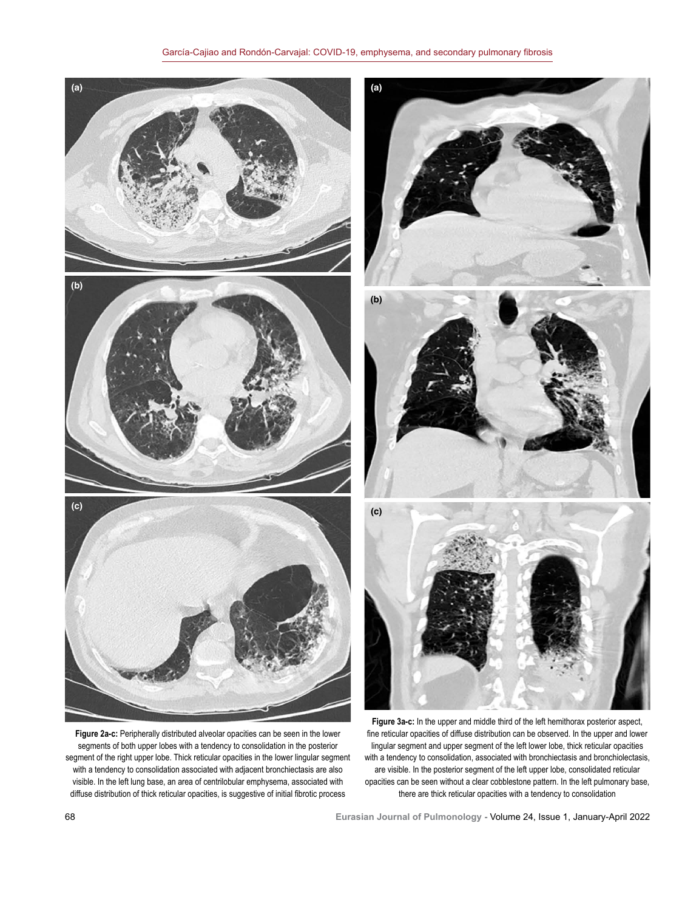**Figure 2a-c:** Peripherally distributed alveolar opacities can be seen in the lower segments of both upper lobes with a tendency to consolidation in the posterior segment of the right upper lobe. Thick reticular opacities in the lower lingular segment with a tendency to consolidation associated with adjacent bronchiectasis are also visible. In the left lung base, an area of centrilobular emphysema, associated with diffuse distribution of thick reticular opacities, is suggestive of initial fibrotic process

**Figure 3a-c:** In the upper and middle third of the left hemithorax posterior aspect, fine reticular opacities of diffuse distribution can be observed. In the upper and lower lingular segment and upper segment of the left lower lobe, thick reticular opacities with a tendency to consolidation, associated with bronchiectasis and bronchiolectasis, are visible. In the posterior segment of the left upper lobe, consolidated reticular opacities can be seen without a clear cobblestone pattern. In the left pulmonary base, there are thick reticular opacities with a tendency to consolidation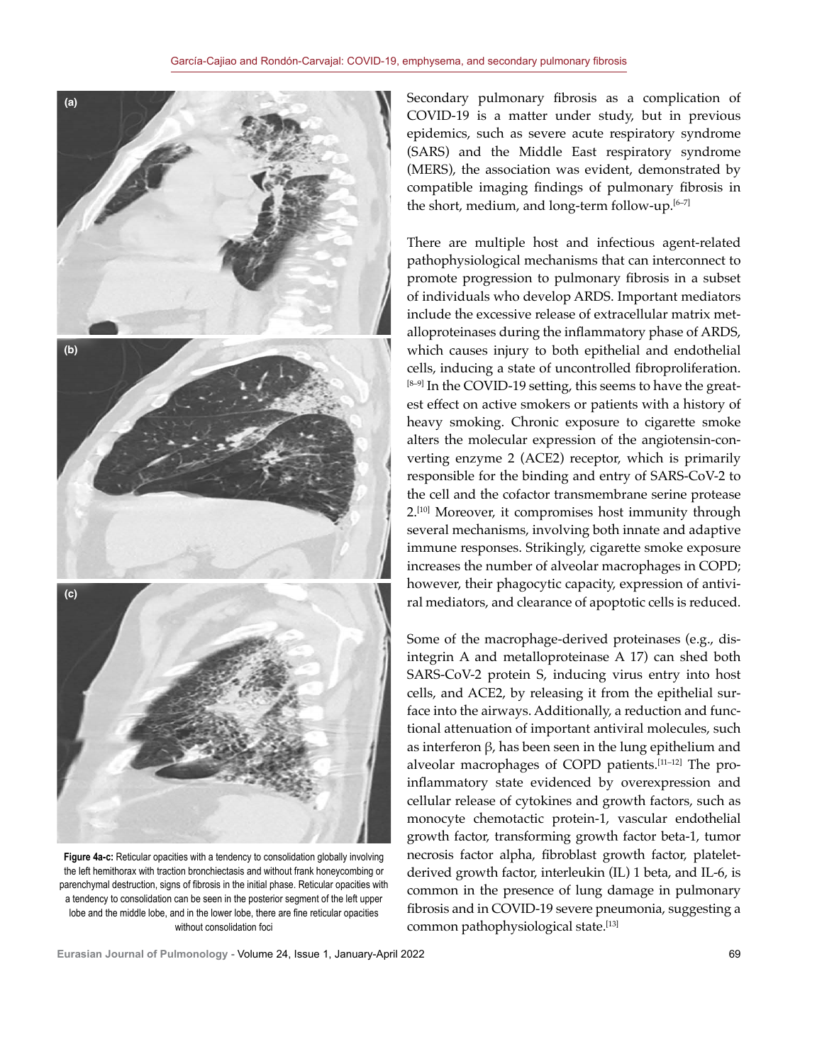Figure 4a-c: Reticular opacities with a tendency to consolidation globally involving the left hemithorax with traction bronchiectasis and without frank honeycombing or parenchymal destruction, signs of fibrosis in the initial phase. Reticular opacities with a tendency to consolidation can be seen in the posterior segment of the left upper lobe and the middle lobe, and in the lower lobe, there are fine reticular opacities without consolidation foci

Secondary pulmonary fibrosis as a complication of COVID-19 is a matter under study, but in previous epidemics, such as severe acute respiratory syndrome (SARS) and the Middle East respiratory syndrome (MERS), the association was evident, demonstrated by compatible imaging findings of pulmonary fibrosis in the short, medium, and long-term follow-up.[6–7]

There are multiple host and infectious agent-related pathophysiological mechanisms that can interconnect to promote progression to pulmonary fibrosis in a subset of individuals who develop ARDS. Important mediators include the excessive release of extracellular matrix metalloproteinases during the inflammatory phase of ARDS, which causes injury to both epithelial and endothelial cells, inducing a state of uncontrolled fibroproliferation.[8–9] In the COVID-19 setting, this seems to have the greatest effect on active smokers or patients with a history of heavy smoking. Chronic exposure to cigarette smoke alters the molecular expression of the angiotensin-converting enzyme 2 (ACE2) receptor, which is primarily responsible for the binding and entry of SARS-CoV-2 to the cell and the cofactor transmembrane serine protease 2.[10] Moreover, it compromises host immunity through several mechanisms, involving both innate and adaptive immune responses. Strikingly, cigarette smoke exposure increases the number of alveolar macrophages in COPD; however, their phagocytic capacity, expression of antiviral mediators, and clearance of apoptotic cells is reduced.

Some of the macrophage-derived proteinases (e.g., disintegrin A and metalloproteinase A 17) can shed both SARS-CoV-2 protein S, inducing virus entry into host cells, and ACE2, by releasing it from the epithelial surface into the airways. Additionally, a reduction and functional attenuation of important antiviral molecules, such as interferon β, has been seen in the lung epithelium and alveolar macrophages of COPD patients.[11–12] The proinflammatory state evidenced by overexpression and cellular release of cytokines and growth factors, such as monocyte chemotactic protein-1, vascular endothelial growth factor, transforming growth factor beta-1, tumor necrosis factor alpha, fibroblast growth factor, platelet-derived growth factor, interleukin (IL) 1 beta, and IL-6, is common in the presence of lung damage in pulmonary fibrosis and in COVID-19 severe pneumonia, suggesting a common pathophysiological state.[13]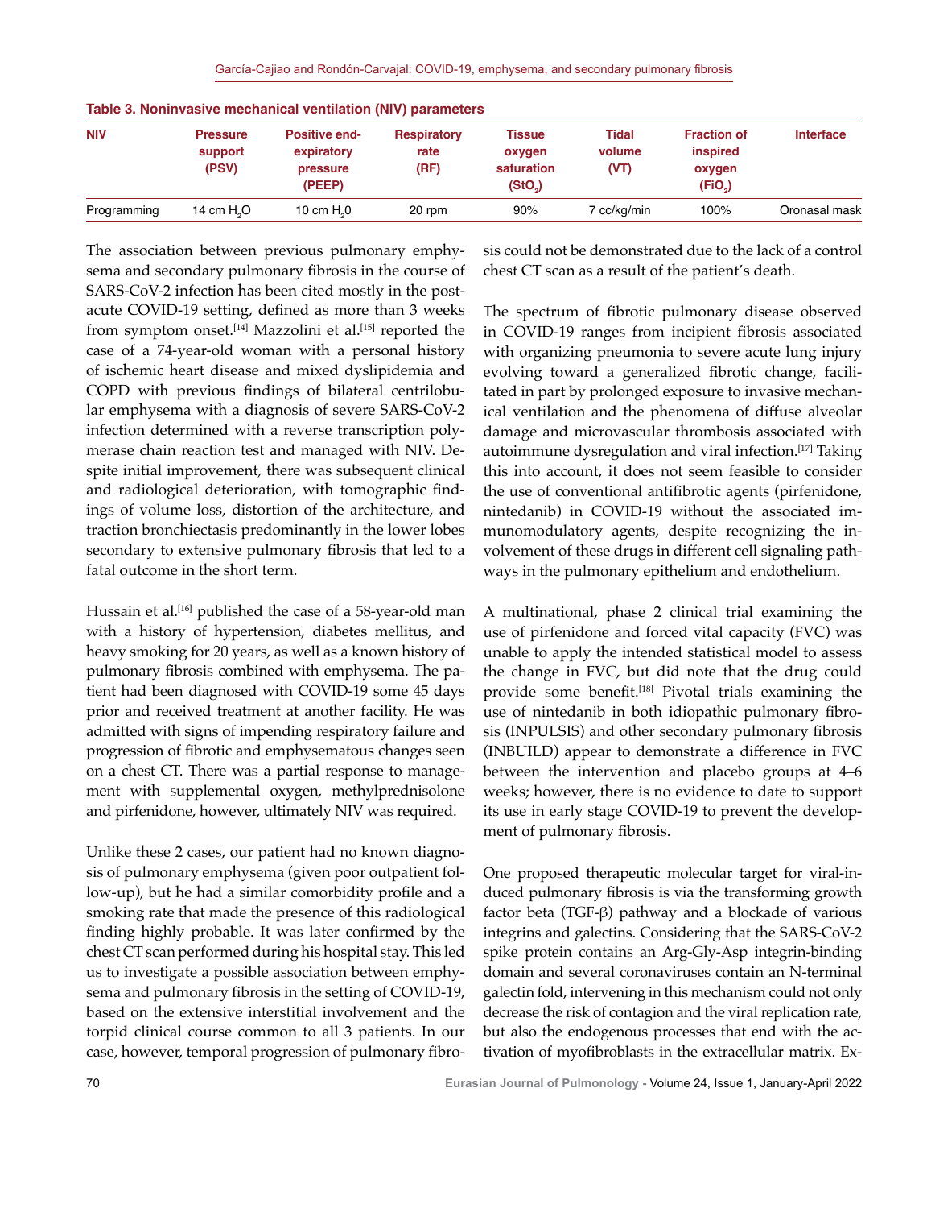**Table 3. Noninvasive mechanical ventilation (NIV) parameters**

| NIV | Pressure support (PSV) | Positive end-expiratory pressure (PEEP) | Respiratory rate (RF) | Tissue oxygen saturation ($StO_2$) | Tidal volume (VT) | Fraction of inspired oxygen ($FiO_2$) | Interface |
|---|---|---|---|---|---|---|---|
| Programming | 14 cm $H_2O$ | 10 cm $H_20$ | 20 rpm | 90% | 7 cc/kg/min | 100% | Oronasal mask |

The association between previous pulmonary emphysema and secondary pulmonary fibrosis in the course of SARS-CoV-2 infection has been cited mostly in the post-acute COVID-19 setting, defined as more than 3 weeks from symptom onset.[14] Mazzolini et al.[15] reported the case of a 74-year-old woman with a personal history of ischemic heart disease and mixed dyslipidemia and COPD with previous findings of bilateral centrilobular emphysema with a diagnosis of severe SARS-CoV-2 infection determined with a reverse transcription polymerase chain reaction test and managed with NIV. Despite initial improvement, there was subsequent clinical and radiological deterioration, with tomographic findings of volume loss, distortion of the architecture, and traction bronchiectasis predominantly in the lower lobes secondary to extensive pulmonary fibrosis that led to a fatal outcome in the short term.

Hussain et al.[16] published the case of a 58-year-old man with a history of hypertension, diabetes mellitus, and heavy smoking for 20 years, as well as a known history of pulmonary fibrosis combined with emphysema. The patient had been diagnosed with COVID-19 some 45 days prior and received treatment at another facility. He was admitted with signs of impending respiratory failure and progression of fibrotic and emphysematous changes seen on a chest CT. There was a partial response to management with supplemental oxygen, methylprednisolone and pirfenidone, however, ultimately NIV was required.

Unlike these 2 cases, our patient had no known diagnosis of pulmonary emphysema (given poor outpatient follow-up), but he had a similar comorbidity profile and a smoking rate that made the presence of this radiological finding highly probable. It was later confirmed by the chest CT scan performed during his hospital stay. This led us to investigate a possible association between emphysema and pulmonary fibrosis in the setting of COVID-19, based on the extensive interstitial involvement and the torpid clinical course common to all 3 patients. In our case, however, temporal progression of pulmonary fibrosis could not be demonstrated due to the lack of a control chest CT scan as a result of the patient's death.

The spectrum of fibrotic pulmonary disease observed in COVID-19 ranges from incipient fibrosis associated with organizing pneumonia to severe acute lung injury evolving toward a generalized fibrotic change, facilitated in part by prolonged exposure to invasive mechanical ventilation and the phenomena of diffuse alveolar damage and microvascular thrombosis associated with autoimmune dysregulation and viral infection.[17] Taking this into account, it does not seem feasible to consider the use of conventional antifibrotic agents (pirfenidone, nintedanib) in COVID-19 without the associated immunomodulatory agents, despite recognizing the involvement of these drugs in different cell signaling pathways in the pulmonary epithelium and endothelium.

A multinational, phase 2 clinical trial examining the use of pirfenidone and forced vital capacity (FVC) was unable to apply the intended statistical model to assess the change in FVC, but did note that the drug could provide some benefit.[18] Pivotal trials examining the use of nintedanib in both idiopathic pulmonary fibrosis (INPULSIS) and other secondary pulmonary fibrosis (INBUILD) appear to demonstrate a difference in FVC between the intervention and placebo groups at 4–6 weeks; however, there is no evidence to date to support its use in early stage COVID-19 to prevent the development of pulmonary fibrosis.

One proposed therapeutic molecular target for viral-induced pulmonary fibrosis is via the transforming growth factor beta (TGF-β) pathway and a blockade of various integrins and galectins. Considering that the SARS-CoV-2 spike protein contains an Arg-Gly-Asp integrin-binding domain and several coronaviruses contain an N-terminal galectin fold, intervening in this mechanism could not only decrease the risk of contagion and the viral replication rate, but also the endogenous processes that end with the activation of myofibroblasts in the extracellular matrix. Ex-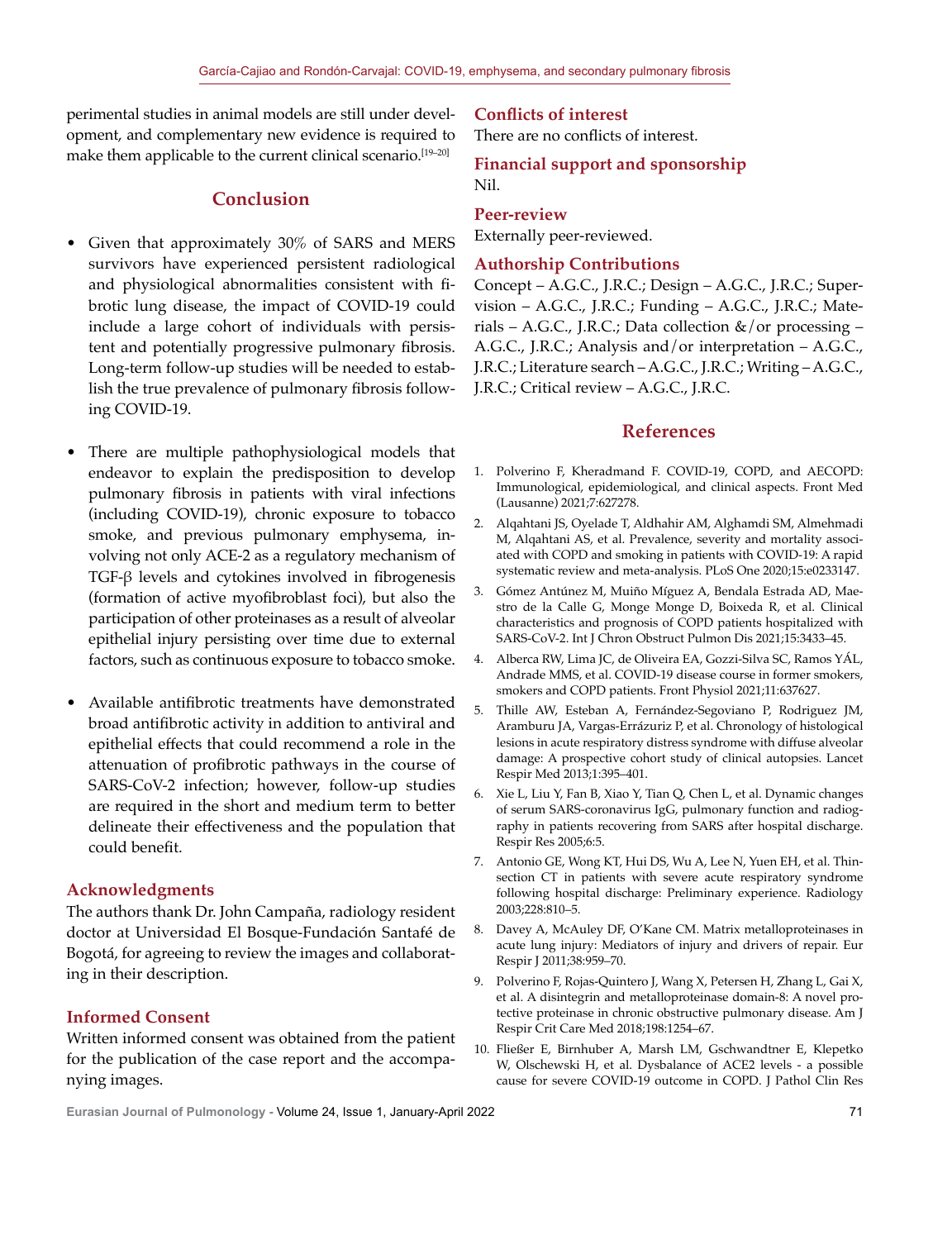perimental studies in animal models are still under development, and complementary new evidence is required to make them applicable to the current clinical scenario.[19–20]

## Conclusion

- Given that approximately 30% of SARS and MERS survivors have experienced persistent radiological and physiological abnormalities consistent with fibrotic lung disease, the impact of COVID-19 could include a large cohort of individuals with persistent and potentially progressive pulmonary fibrosis. Long-term follow-up studies will be needed to establish the true prevalence of pulmonary fibrosis following COVID-19.

- There are multiple pathophysiological models that endeavor to explain the predisposition to develop pulmonary fibrosis in patients with viral infections (including COVID-19), chronic exposure to tobacco smoke, and previous pulmonary emphysema, involving not only ACE-2 as a regulatory mechanism of TGF-β levels and cytokines involved in fibrogenesis (formation of active myofibroblast foci), but also the participation of other proteinases as a result of alveolar epithelial injury persisting over time due to external factors, such as continuous exposure to tobacco smoke.

- Available antifibrotic treatments have demonstrated broad antifibrotic activity in addition to antiviral and epithelial effects that could recommend a role in the attenuation of profibrotic pathways in the course of SARS-CoV-2 infection; however, follow-up studies are required in the short and medium term to better delineate their effectiveness and the population that could benefit.

### Acknowledgments

The authors thank Dr. John Campaña, radiology resident doctor at Universidad El Bosque-Fundación Santafé de Bogotá, for agreeing to review the images and collaborating in their description.

### Informed Consent

Written informed consent was obtained from the patient for the publication of the case report and the accompanying images.

### Conflicts of interest

There are no conflicts of interest.

### Financial support and sponsorship

Nil.

### Peer-review

Externally peer-reviewed.

### Authorship Contributions

Concept – A.G.C., J.R.C.; Design – A.G.C., J.R.C.; Supervision – A.G.C., J.R.C.; Funding – A.G.C., J.R.C.; Materials – A.G.C., J.R.C.; Data collection &/or processing – A.G.C., J.R.C.; Analysis and/or interpretation – A.G.C., J.R.C.; Literature search – A.G.C., J.R.C.; Writing – A.G.C., J.R.C.; Critical review – A.G.C., J.R.C.

## References

1. Polverino F, Kheradmand F. COVID-19, COPD, and AECOPD: Immunological, epidemiological, and clinical aspects. Front Med (Lausanne) 2021;7:627278.
2. Alqahtani JS, Oyelade T, Aldhahir AM, Alghamdi SM, Almehmadi M, Alqahtani AS, et al. Prevalence, severity and mortality associated with COPD and smoking in patients with COVID-19: A rapid systematic review and meta-analysis. PLoS One 2020;15:e0233147.
3. Gómez Antúnez M, Muiño Míguez A, Bendala Estrada AD, Maestro de la Calle G, Monge Monge D, Boixeda R, et al. Clinical characteristics and prognosis of COPD patients hospitalized with SARS-CoV-2. Int J Chron Obstruct Pulmon Dis 2021;15:3433–45.
4. Alberca RW, Lima JC, de Oliveira EA, Gozzi-Silva SC, Ramos YÁL, Andrade MMS, et al. COVID-19 disease course in former smokers, smokers and COPD patients. Front Physiol 2021;11:637627.
5. Thille AW, Esteban A, Fernández-Segoviano P, Rodriguez JM, Aramburu JA, Vargas-Errázuriz P, et al. Chronology of histological lesions in acute respiratory distress syndrome with diffuse alveolar damage: A prospective cohort study of clinical autopsies. Lancet Respir Med 2013;1:395–401.
6. Xie L, Liu Y, Fan B, Xiao Y, Tian Q, Chen L, et al. Dynamic changes of serum SARS-coronavirus IgG, pulmonary function and radiography in patients recovering from SARS after hospital discharge. Respir Res 2005;6:5.
7. Antonio GE, Wong KT, Hui DS, Wu A, Lee N, Yuen EH, et al. Thin-section CT in patients with severe acute respiratory syndrome following hospital discharge: Preliminary experience. Radiology 2003;228:810–5.
8. Davey A, McAuley DF, O'Kane CM. Matrix metalloproteinases in acute lung injury: Mediators of injury and drivers of repair. Eur Respir J 2011;38:959–70.
9. Polverino F, Rojas-Quintero J, Wang X, Petersen H, Zhang L, Gai X, et al. A disintegrin and metalloproteinase domain-8: A novel protective proteinase in chronic obstructive pulmonary disease. Am J Respir Crit Care Med 2018;198:1254–67.
10. Fließer E, Birnhuber A, Marsh LM, Gschwandtner E, Klepetko W, Olschewski H, et al. Dysbalance of ACE2 levels - a possible cause for severe COVID-19 outcome in COPD. J Pathol Clin Res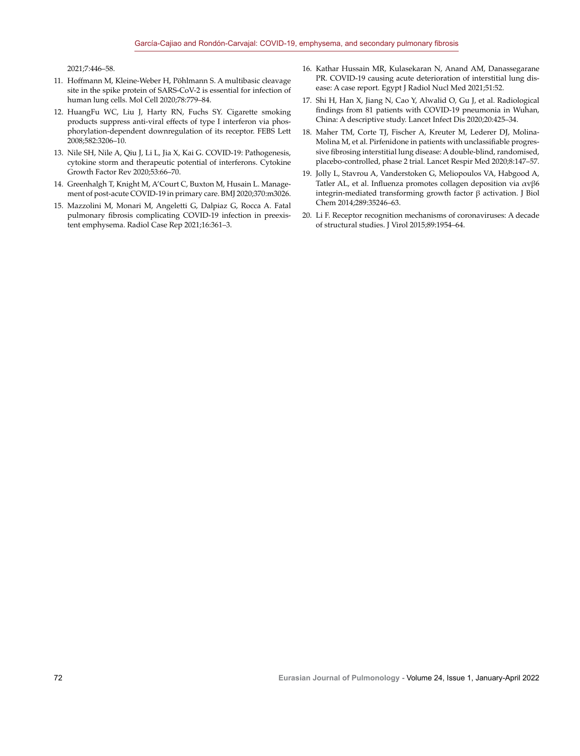2021;7:446–58.

11. Hoffmann M, Kleine-Weber H, Pöhlmann S. A multibasic cleavage site in the spike protein of SARS-CoV-2 is essential for infection of human lung cells. Mol Cell 2020;78:779–84.
12. HuangFu WC, Liu J, Harty RN, Fuchs SY. Cigarette smoking products suppress anti-viral effects of type I interferon via phosphorylation-dependent downregulation of its receptor. FEBS Lett 2008;582:3206–10.
13. Nile SH, Nile A, Qiu J, Li L, Jia X, Kai G. COVID-19: Pathogenesis, cytokine storm and therapeutic potential of interferons. Cytokine Growth Factor Rev 2020;53:66–70.
14. Greenhalgh T, Knight M, A'Court C, Buxton M, Husain L. Management of post-acute COVID-19 in primary care. BMJ 2020;370:m3026.
15. Mazzolini M, Monari M, Angeletti G, Dalpiaz G, Rocca A. Fatal pulmonary fibrosis complicating COVID-19 infection in preexistent emphysema. Radiol Case Rep 2021;16:361–3.
16. Kathar Hussain MR, Kulasekaran N, Anand AM, Danassegarane PR. COVID-19 causing acute deterioration of interstitial lung disease: A case report. Egypt J Radiol Nucl Med 2021;51:52.
17. Shi H, Han X, Jiang N, Cao Y, Alwalid O, Gu J, et al. Radiological findings from 81 patients with COVID-19 pneumonia in Wuhan, China: A descriptive study. Lancet Infect Dis 2020;20:425–34.
18. Maher TM, Corte TJ, Fischer A, Kreuter M, Lederer DJ, Molina-Molina M, et al. Pirfenidone in patients with unclassifiable progressive fibrosing interstitial lung disease: A double-blind, randomised, placebo-controlled, phase 2 trial. Lancet Respir Med 2020;8:147–57.
19. Jolly L, Stavrou A, Vanderstoken G, Meliopoulos VA, Habgood A, Tatler AL, et al. Influenza promotes collagen deposition via $\alpha v\beta 6$ integrin-mediated transforming growth factor $\beta$ activation. J Biol Chem 2014;289:35246–63.
20. Li F. Receptor recognition mechanisms of coronaviruses: A decade of structural studies. J Virol 2015;89:1954–64.